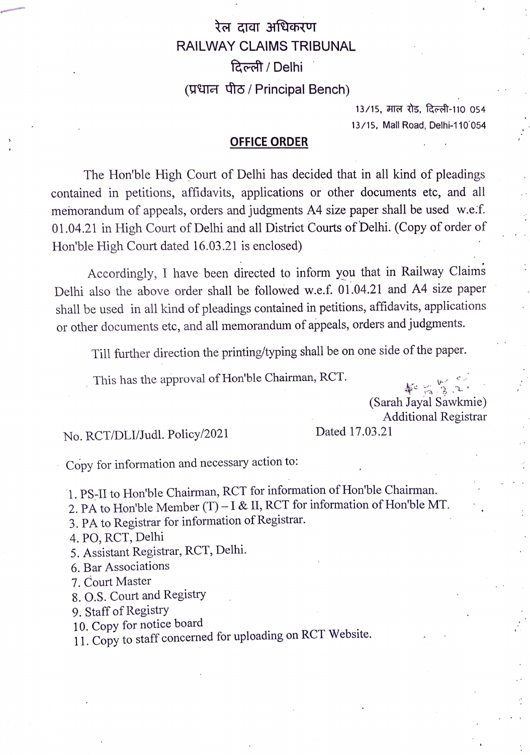# रेल दावा अधिकरण
# RAILWAY CLAIMS TRIBUNAL
## दिल्ली / Delhi
## (प्रधान पीठ / Principal Bench)

13/15, माल रोड, दिल्ली-110 054
13/15, Mall Road, Delhi-110 054

**OFFICE ORDER**

The Hon'ble High Court of Delhi has decided that in all kind of pleadings contained in petitions, affidavits, applications or other documents etc, and all memorandum of appeals, orders and judgments A4 size paper shall be used w.e.f. 01.04.21 in High Court of Delhi and all District Courts of Delhi. (Copy of order of Hon'ble High Court dated 16.03.21 is enclosed)

Accordingly, I have been directed to inform you that in Railway Claims Delhi also the above order shall be followed w.e.f. 01.04.21 and A4 size paper shall be used in all kind of pleadings contained in petitions, affidavits, applications or other documents etc, and all memorandum of appeals, orders and judgments.

Till further direction the printing/typing shall be on one side of the paper.

This has the approval of Hon'ble Chairman, RCT.

(Sarah Jayal Sawkmie)
Additional Registrar

No. RCT/DLI/Judl. Policy/2021 Dated 17.03.21

Copy for information and necessary action to:

1. PS-II to Hon'ble Chairman, RCT for information of Hon'ble Chairman.
2. PA to Hon'ble Member (T) – I & II, RCT for information of Hon'ble MT.
3. PA to Registrar for information of Registrar.
4. PO, RCT, Delhi
5. Assistant Registrar, RCT, Delhi.
6. Bar Associations
7. Court Master
8. O.S. Court and Registry
9. Staff of Registry
10. Copy for notice board
11. Copy to staff concerned for uploading on RCT Website.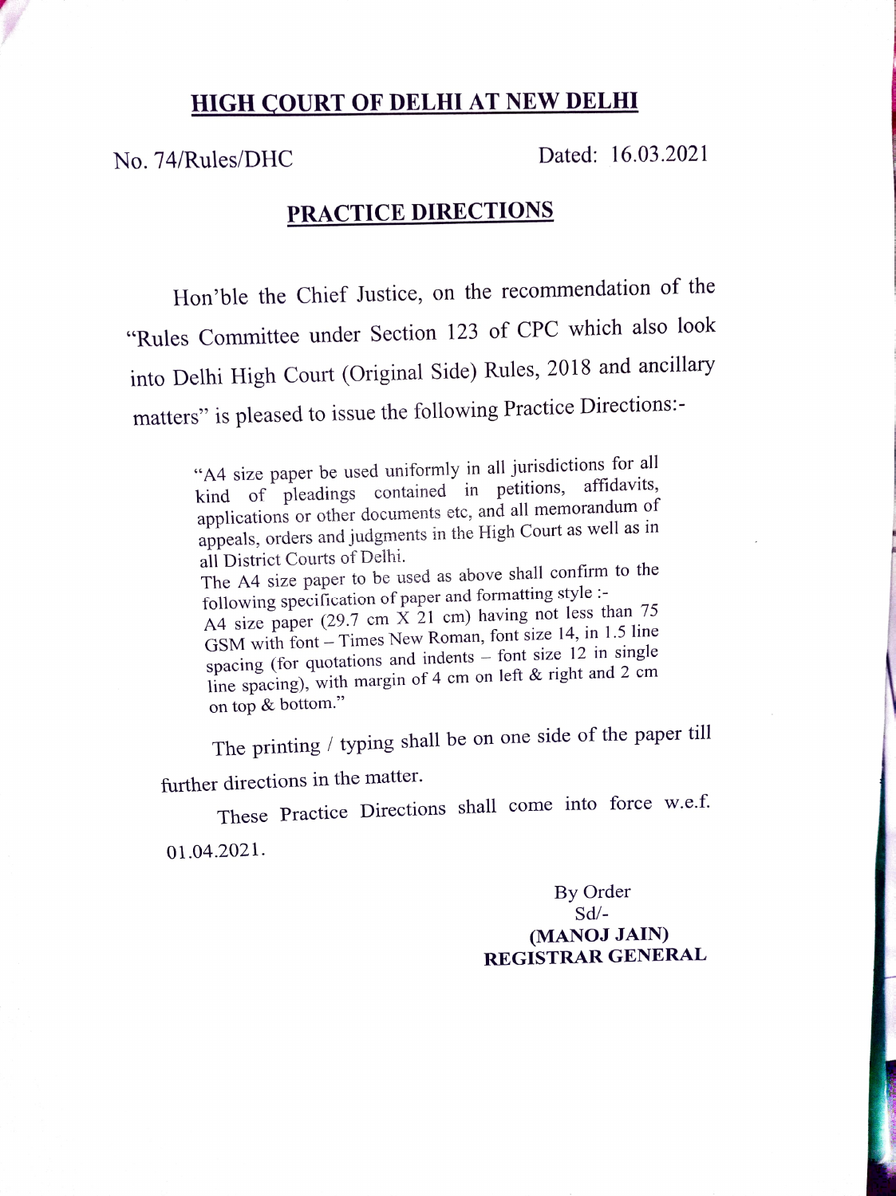# HIGH COURT OF DELHI AT NEW DELHI

No. 74/Rules/DHC    Dated: 16.03.2021

## PRACTICE DIRECTIONS

Hon'ble the Chief Justice, on the recommendation of the "Rules Committee under Section 123 of CPC which also look into Delhi High Court (Original Side) Rules, 2018 and ancillary matters" is pleased to issue the following Practice Directions:-

> "A4 size paper be used uniformly in all jurisdictions for all kind of pleadings contained in petitions, affidavits, applications or other documents etc, and all memorandum of appeals, orders and judgments in the High Court as well as in all District Courts of Delhi.
>
> The A4 size paper to be used as above shall confirm to the following specification of paper and formatting style :-
>
> A4 size paper (29.7 cm X 21 cm) having not less than 75 GSM with font – Times New Roman, font size 14, in 1.5 line spacing (for quotations and indents – font size 12 in single line spacing), with margin of 4 cm on left & right and 2 cm on top & bottom."

The printing / typing shall be on one side of the paper till further directions in the matter.

These Practice Directions shall come into force w.e.f. 01.04.2021.

By Order
Sd/-
**(MANOJ JAIN)**
**REGISTRAR GENERAL**